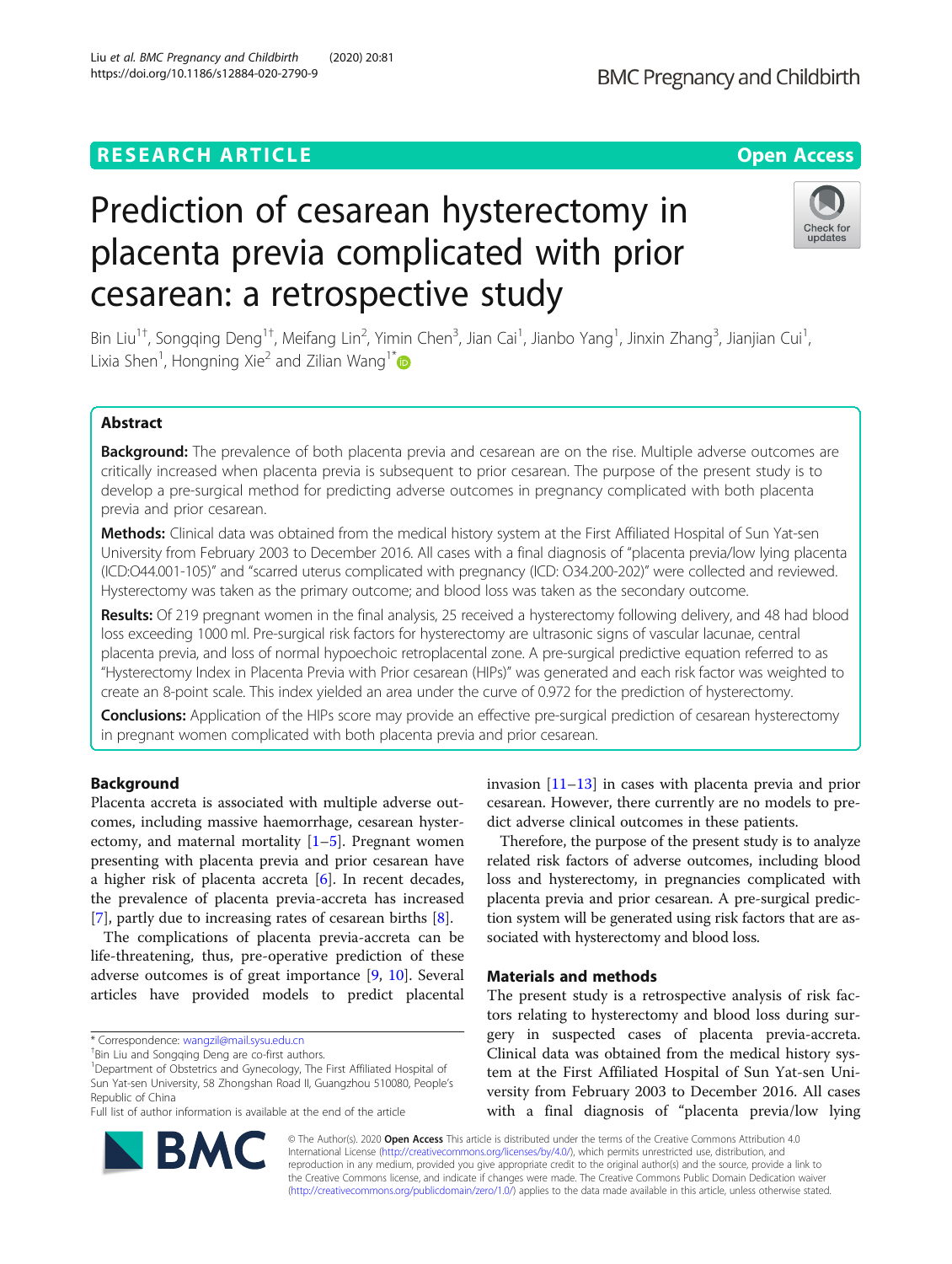# Prediction of cesarean hysterectomy in placenta previa complicated with prior cesarean: a retrospective study

Bin Liu[1†], Songqing Deng[1†], Meifang Lin[2], Yimin Chen[3], Jian Cai[1], Jianbo Yang[1], Jinxin Zhang[3], Jianjian Cui[1], Lixia Shen[1], Hongning Xie[2] and Zilian Wang[1*]

## Abstract

**Background:** The prevalence of both placenta previa and cesarean are on the rise. Multiple adverse outcomes are critically increased when placenta previa is subsequent to prior cesarean. The purpose of the present study is to develop a pre-surgical method for predicting adverse outcomes in pregnancy complicated with both placenta previa and prior cesarean.

**Methods:** Clinical data was obtained from the medical history system at the First Affiliated Hospital of Sun Yat-sen University from February 2003 to December 2016. All cases with a final diagnosis of "placenta previa/low lying placenta (ICD:O44.001-105)" and "scarred uterus complicated with pregnancy (ICD: O34.200-202)" were collected and reviewed. Hysterectomy was taken as the primary outcome; and blood loss was taken as the secondary outcome.

**Results:** Of 219 pregnant women in the final analysis, 25 received a hysterectomy following delivery, and 48 had blood loss exceeding 1000 ml. Pre-surgical risk factors for hysterectomy are ultrasonic signs of vascular lacunae, central placenta previa, and loss of normal hypoechoic retroplacental zone. A pre-surgical predictive equation referred to as "Hysterectomy Index in Placenta Previa with Prior cesarean (HIPs)" was generated and each risk factor was weighted to create an 8-point scale. This index yielded an area under the curve of 0.972 for the prediction of hysterectomy.

**Conclusions:** Application of the HIPs score may provide an effective pre-surgical prediction of cesarean hysterectomy in pregnant women complicated with both placenta previa and prior cesarean.

## Background

Placenta accreta is associated with multiple adverse outcomes, including massive haemorrhage, cesarean hysterectomy, and maternal mortality [1–5]. Pregnant women presenting with placenta previa and prior cesarean have a higher risk of placenta accreta [6]. In recent decades, the prevalence of placenta previa-accreta has increased [7], partly due to increasing rates of cesarean births [8].

The complications of placenta previa-accreta can be life-threatening, thus, pre-operative prediction of these adverse outcomes is of great importance [9, 10]. Several articles have provided models to predict placental invasion [11–13] in cases with placenta previa and prior cesarean. However, there currently are no models to predict adverse clinical outcomes in these patients.

Therefore, the purpose of the present study is to analyze related risk factors of adverse outcomes, including blood loss and hysterectomy, in pregnancies complicated with placenta previa and prior cesarean. A pre-surgical prediction system will be generated using risk factors that are associated with hysterectomy and blood loss.

## Materials and methods

The present study is a retrospective analysis of risk factors relating to hysterectomy and blood loss during surgery in suspected cases of placenta previa-accreta. Clinical data was obtained from the medical history system at the First Affiliated Hospital of Sun Yat-sen University from February 2003 to December 2016. All cases with a final diagnosis of "placenta previa/low lying

---

* Correspondence: wangzil@mail.sysu.edu.cn

†Bin Liu and Songqing Deng are co-first authors.

[1]Department of Obstetrics and Gynecology, The First Affiliated Hospital of Sun Yat-sen University, 58 Zhongshan Road II, Guangzhou 510080, People's Republic of China

Full list of author information is available at the end of the article

© The Author(s). 2020 **Open Access** This article is distributed under the terms of the Creative Commons Attribution 4.0 International License (http://creativecommons.org/licenses/by/4.0/), which permits unrestricted use, distribution, and reproduction in any medium, provided you give appropriate credit to the original author(s) and the source, provide a link to the Creative Commons license, and indicate if changes were made. The Creative Commons Public Domain Dedication waiver (http://creativecommons.org/publicdomain/zero/1.0/) applies to the data made available in this article, unless otherwise stated.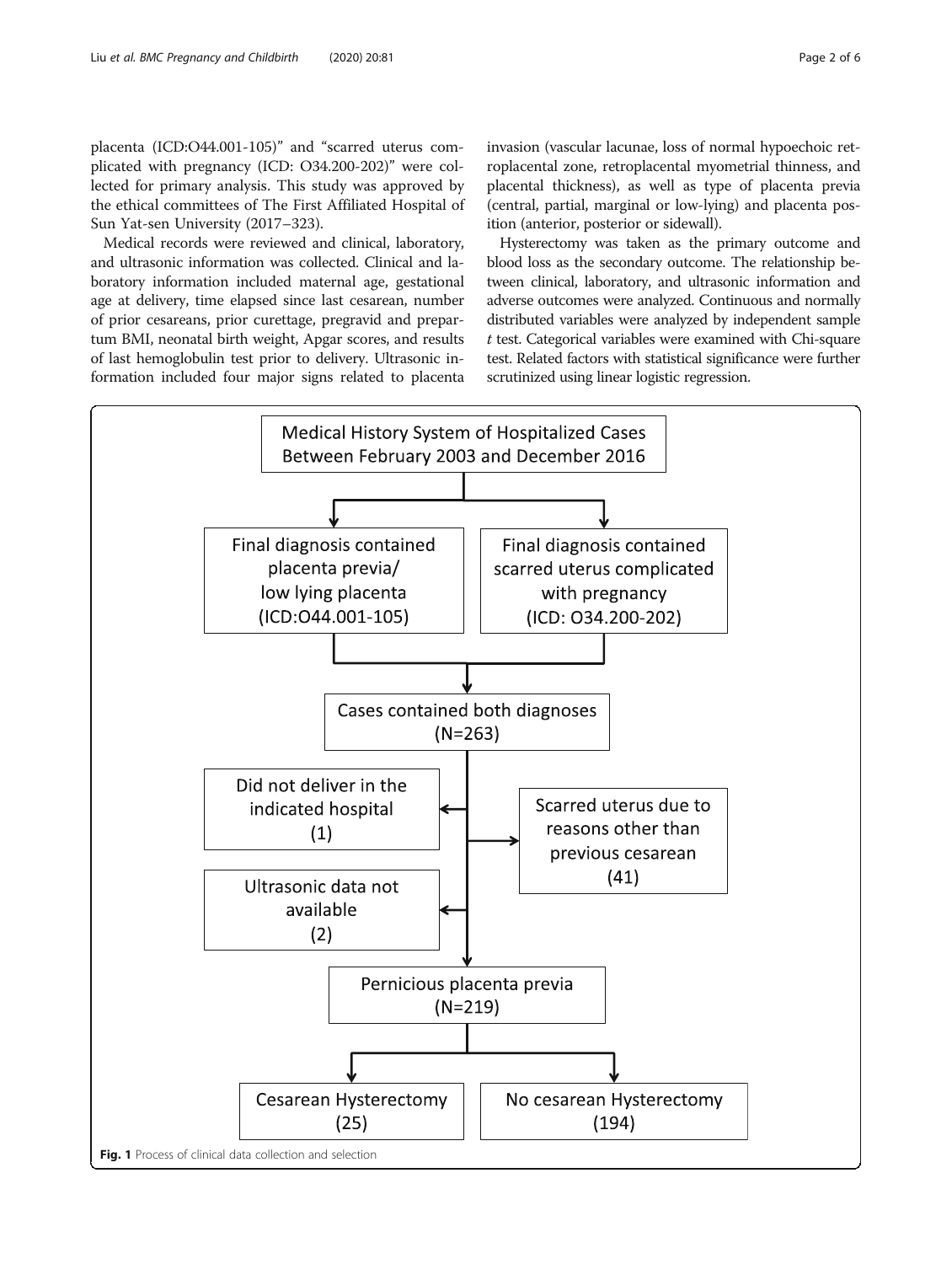placenta (ICD:O44.001-105)" and "scarred uterus complicated with pregnancy (ICD: O34.200-202)" were collected for primary analysis. This study was approved by the ethical committees of The First Affiliated Hospital of Sun Yat-sen University (2017–323).

Medical records were reviewed and clinical, laboratory, and ultrasonic information was collected. Clinical and laboratory information included maternal age, gestational age at delivery, time elapsed since last cesarean, number of prior cesareans, prior curettage, pregravid and prepartum BMI, neonatal birth weight, Apgar scores, and results of last hemoglobulin test prior to delivery. Ultrasonic information included four major signs related to placenta invasion (vascular lacunae, loss of normal hypoechoic retroplacental zone, retroplacental myometrial thinness, and placental thickness), as well as type of placenta previa (central, partial, marginal or low-lying) and placenta position (anterior, posterior or sidewall).

Hysterectomy was taken as the primary outcome and blood loss as the secondary outcome. The relationship between clinical, laboratory, and ultrasonic information and adverse outcomes were analyzed. Continuous and normally distributed variables were analyzed by independent sample *t* test. Categorical variables were examined with Chi-square test. Related factors with statistical significance were further scrutinized using linear logistic regression.

**Fig. 1** Process of clinical data collection and selection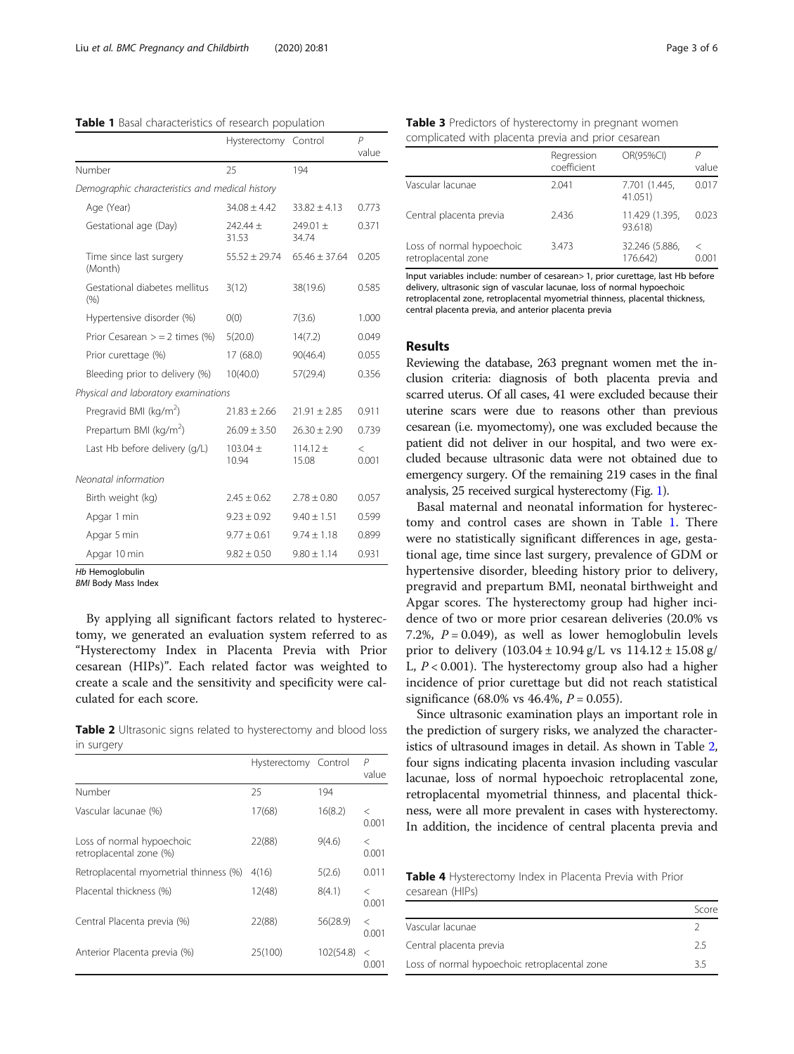**Table 1** Basal characteristics of research population

| | Hysterectomy | Control | P value |
|---|---|---|---|
| Number | 25 | 194 | |
| *Demographic characteristics and medical history* | | | |
| Age (Year) | 34.08 ± 4.42 | 33.82 ± 4.13 | 0.773 |
| Gestational age (Day) | 242.44 ± 31.53 | 249.01 ± 34.74 | 0.371 |
| Time since last surgery (Month) | 55.52 ± 29.74 | 65.46 ± 37.64 | 0.205 |
| Gestational diabetes mellitus (%) | 3(12) | 38(19.6) | 0.585 |
| Hypertensive disorder (%) | 0(0) | 7(3.6) | 1.000 |
| Prior Cesarean > = 2 times (%) | 5(20.0) | 14(7.2) | 0.049 |
| Prior curettage (%) | 17 (68.0) | 90(46.4) | 0.055 |
| Bleeding prior to delivery (%) | 10(40.0) | 57(29.4) | 0.356 |
| *Physical and laboratory examinations* | | | |
| Pregravid BMI (kg/m$^2$) | 21.83 ± 2.66 | 21.91 ± 2.85 | 0.911 |
| Prepartum BMI (kg/m$^2$) | 26.09 ± 3.50 | 26.30 ± 2.90 | 0.739 |
| Last Hb before delivery (g/L) | 103.04 ± 10.94 | 114.12 ± 15.08 | < 0.001 |
| *Neonatal information* | | | |
| Birth weight (kg) | 2.45 ± 0.62 | 2.78 ± 0.80 | 0.057 |
| Apgar 1 min | 9.23 ± 0.92 | 9.40 ± 1.51 | 0.599 |
| Apgar 5 min | 9.77 ± 0.61 | 9.74 ± 1.18 | 0.899 |
| Apgar 10 min | 9.82 ± 0.50 | 9.80 ± 1.14 | 0.931 |

*Hb* Hemoglobulin
*BMI* Body Mass Index

By applying all significant factors related to hysterectomy, we generated an evaluation system referred to as "Hysterectomy Index in Placenta Previa with Prior cesarean (HIPs)". Each related factor was weighted to create a scale and the sensitivity and specificity were calculated for each score.

**Table 2** Ultrasonic signs related to hysterectomy and blood loss in surgery

| | Hysterectomy | Control | P value |
|---|---|---|---|
| Number | 25 | 194 | |
| Vascular lacunae (%) | 17(68) | 16(8.2) | < 0.001 |
| Loss of normal hypoechoic retroplacental zone (%) | 22(88) | 9(4.6) | < 0.001 |
| Retroplacental myometrial thinness (%) | 4(16) | 5(2.6) | 0.011 |
| Placental thickness (%) | 12(48) | 8(4.1) | < 0.001 |
| Central Placenta previa (%) | 22(88) | 56(28.9) | < 0.001 |
| Anterior Placenta previa (%) | 25(100) | 102(54.8) | < 0.001 |

**Table 3** Predictors of hysterectomy in pregnant women complicated with placenta previa and prior cesarean

| | Regression coefficient | OR(95%CI) | P value |
|---|---|---|---|
| Vascular lacunae | 2.041 | 7.701 (1.445, 41.051) | 0.017 |
| Central placenta previa | 2.436 | 11.429 (1.395, 93.618) | 0.023 |
| Loss of normal hypoechoic retroplacental zone | 3.473 | 32.246 (5.886, 176.642) | < 0.001 |

Input variables include: number of cesarean> 1, prior curettage, last Hb before delivery, ultrasonic sign of vascular lacunae, loss of normal hypoechoic retroplacental zone, retroplacental myometrial thinness, placental thickness, central placenta previa, and anterior placenta previa

## Results

Reviewing the database, 263 pregnant women met the inclusion criteria: diagnosis of both placenta previa and scarred uterus. Of all cases, 41 were excluded because their uterine scars were due to reasons other than previous cesarean (i.e. myomectomy), one was excluded because the patient did not deliver in our hospital, and two were excluded because ultrasonic data were not obtained due to emergency surgery. Of the remaining 219 cases in the final analysis, 25 received surgical hysterectomy (Fig. 1).

Basal maternal and neonatal information for hysterectomy and control cases are shown in Table 1. There were no statistically significant differences in age, gestational age, time since last surgery, prevalence of GDM or hypertensive disorder, bleeding history prior to delivery, pregravid and prepartum BMI, neonatal birthweight and Apgar scores. The hysterectomy group had higher incidence of two or more prior cesarean deliveries (20.0% vs 7.2%, $P = 0.049$), as well as lower hemoglobulin levels prior to delivery (103.04 ± 10.94 g/L vs 114.12 ± 15.08 g/L, $P < 0.001$). The hysterectomy group also had a higher incidence of prior curettage but did not reach statistical significance (68.0% vs 46.4%, $P = 0.055$).

Since ultrasonic examination plays an important role in the prediction of surgery risks, we analyzed the characteristics of ultrasound images in detail. As shown in Table 2, four signs indicating placenta invasion including vascular lacunae, loss of normal hypoechoic retroplacental zone, retroplacental myometrial thinness, and placental thickness, were all more prevalent in cases with hysterectomy. In addition, the incidence of central placenta previa and

**Table 4** Hysterectomy Index in Placenta Previa with Prior cesarean (HIPs)

| | Score |
|---|---|
| Vascular lacunae | 2 |
| Central placenta previa | 2.5 |
| Loss of normal hypoechoic retroplacental zone | 3.5 |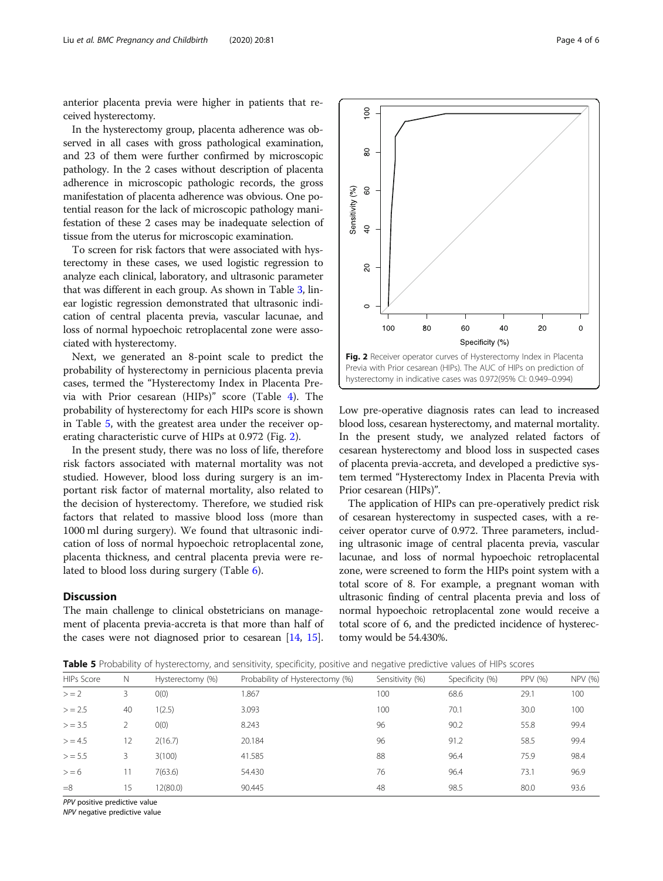anterior placenta previa were higher in patients that received hysterectomy.

In the hysterectomy group, placenta adherence was observed in all cases with gross pathological examination, and 23 of them were further confirmed by microscopic pathology. In the 2 cases without description of placenta adherence in microscopic pathologic records, the gross manifestation of placenta adherence was obvious. One potential reason for the lack of microscopic pathology manifestation of these 2 cases may be inadequate selection of tissue from the uterus for microscopic examination.

To screen for risk factors that were associated with hysterectomy in these cases, we used logistic regression to analyze each clinical, laboratory, and ultrasonic parameter that was different in each group. As shown in Table 3, linear logistic regression demonstrated that ultrasonic indication of central placenta previa, vascular lacunae, and loss of normal hypoechoic retroplacental zone were associated with hysterectomy.

Next, we generated an 8-point scale to predict the probability of hysterectomy in pernicious placenta previa cases, termed the "Hysterectomy Index in Placenta Previa with Prior cesarean (HIPs)" score (Table 4). The probability of hysterectomy for each HIPs score is shown in Table 5, with the greatest area under the receiver operating characteristic curve of HIPs at 0.972 (Fig. 2).

In the present study, there was no loss of life, therefore risk factors associated with maternal mortality was not studied. However, blood loss during surgery is an important risk factor of maternal mortality, also related to the decision of hysterectomy. Therefore, we studied risk factors that related to massive blood loss (more than 1000 ml during surgery). We found that ultrasonic indication of loss of normal hypoechoic retroplacental zone, placenta thickness, and central placenta previa were related to blood loss during surgery (Table 6).

## Discussion

The main challenge to clinical obstetricians on management of placenta previa-accreta is that more than half of the cases were not diagnosed prior to cesarean [14, 15]. Low pre-operative diagnosis rates can lead to increased blood loss, cesarean hysterectomy, and maternal mortality. In the present study, we analyzed related factors of cesarean hysterectomy and blood loss in suspected cases of placenta previa-accreta, and developed a predictive system termed "Hysterectomy Index in Placenta Previa with Prior cesarean (HIPs)".

The application of HIPs can pre-operatively predict risk of cesarean hysterectomy in suspected cases, with a receiver operator curve of 0.972. Three parameters, including ultrasonic image of central placenta previa, vascular lacunae, and loss of normal hypoechoic retroplacental zone, were screened to form the HIPs point system with a total score of 8. For example, a pregnant woman with ultrasonic finding of central placenta previa and loss of normal hypoechoic retroplacental zone would receive a total score of 6, and the predicted incidence of hysterectomy would be 54.430%.

**Fig. 2** Receiver operator curves of Hysterectomy Index in Placenta Previa with Prior cesarean (HIPs). The AUC of HIPs on prediction of hysterectomy in indicative cases was 0.972(95% CI: 0.949–0.994)

**Table 5** Probability of hysterectomy, and sensitivity, specificity, positive and negative predictive values of HIPs scores

| HIPs Score | N | Hysterectomy (%) | Probability of Hysterectomy (%) | Sensitivity (%) | Specificity (%) | PPV (%) | NPV (%) |
|---|---|---|---|---|---|---|---|
| >= 2 | 3 | 0(0) | 1.867 | 100 | 68.6 | 29.1 | 100 |
| >= 2.5 | 40 | 1(2.5) | 3.093 | 100 | 70.1 | 30.0 | 100 |
| >= 3.5 | 2 | 0(0) | 8.243 | 96 | 90.2 | 55.8 | 99.4 |
| >= 4.5 | 12 | 2(16.7) | 20.184 | 96 | 91.2 | 58.5 | 99.4 |
| >= 5.5 | 3 | 3(100) | 41.585 | 88 | 96.4 | 75.9 | 98.4 |
| >= 6 | 11 | 7(63.6) | 54.430 | 76 | 96.4 | 73.1 | 96.9 |
| =8 | 15 | 12(80.0) | 90.445 | 48 | 98.5 | 80.0 | 93.6 |

*PPV* positive predictive value
*NPV* negative predictive value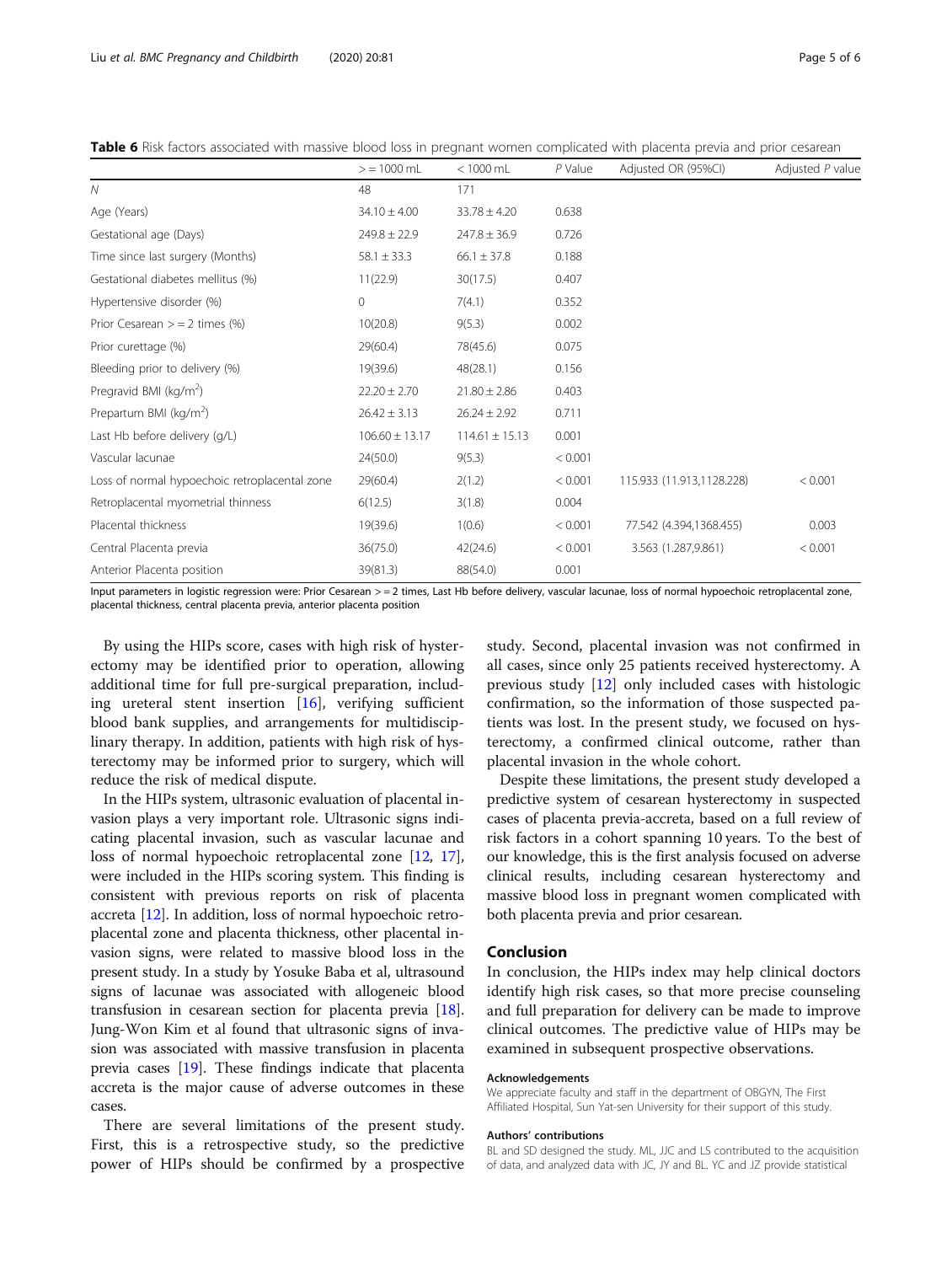**Table 6** Risk factors associated with massive blood loss in pregnant women complicated with placenta previa and prior cesarean

| | > = 1000 mL | < 1000 mL | *P* Value | Adjusted OR (95%CI) | Adjusted *P* value |
|---|---|---|---|---|---|
| *N* | 48 | 171 | | | |
| Age (Years) | 34.10 ± 4.00 | 33.78 ± 4.20 | 0.638 | | |
| Gestational age (Days) | 249.8 ± 22.9 | 247.8 ± 36.9 | 0.726 | | |
| Time since last surgery (Months) | 58.1 ± 33.3 | 66.1 ± 37.8 | 0.188 | | |
| Gestational diabetes mellitus (%) | 11(22.9) | 30(17.5) | 0.407 | | |
| Hypertensive disorder (%) | 0 | 7(4.1) | 0.352 | | |
| Prior Cesarean > = 2 times (%) | 10(20.8) | 9(5.3) | 0.002 | | |
| Prior curettage (%) | 29(60.4) | 78(45.6) | 0.075 | | |
| Bleeding prior to delivery (%) | 19(39.6) | 48(28.1) | 0.156 | | |
| Pregravid BMI (kg/m$^2$) | 22.20 ± 2.70 | 21.80 ± 2.86 | 0.403 | | |
| Prepartum BMI (kg/m$^2$) | 26.42 ± 3.13 | 26.24 ± 2.92 | 0.711 | | |
| Last Hb before delivery (g/L) | 106.60 ± 13.17 | 114.61 ± 15.13 | 0.001 | | |
| Vascular lacunae | 24(50.0) | 9(5.3) | < 0.001 | | |
| Loss of normal hypoechoic retroplacental zone | 29(60.4) | 2(1.2) | < 0.001 | 115.933 (11.913,1128.228) | < 0.001 |
| Retroplacental myometrial thinness | 6(12.5) | 3(1.8) | 0.004 | | |
| Placental thickness | 19(39.6) | 1(0.6) | < 0.001 | 77.542 (4.394,1368.455) | 0.003 |
| Central Placenta previa | 36(75.0) | 42(24.6) | < 0.001 | 3.563 (1.287,9.861) | < 0.001 |
| Anterior Placenta position | 39(81.3) | 88(54.0) | 0.001 | | |

Input parameters in logistic regression were: Prior Cesarean > = 2 times, Last Hb before delivery, vascular lacunae, loss of normal hypoechoic retroplacental zone, placental thickness, central placenta previa, anterior placenta position

By using the HIPs score, cases with high risk of hysterectomy may be identified prior to operation, allowing additional time for full pre-surgical preparation, including ureteral stent insertion [16], verifying sufficient blood bank supplies, and arrangements for multidisciplinary therapy. In addition, patients with high risk of hysterectomy may be informed prior to surgery, which will reduce the risk of medical dispute.

In the HIPs system, ultrasonic evaluation of placental invasion plays a very important role. Ultrasonic signs indicating placental invasion, such as vascular lacunae and loss of normal hypoechoic retroplacental zone [12, 17], were included in the HIPs scoring system. This finding is consistent with previous reports on risk of placenta accreta [12]. In addition, loss of normal hypoechoic retroplacental zone and placenta thickness, other placental invasion signs, were related to massive blood loss in the present study. In a study by Yosuke Baba et al, ultrasound signs of lacunae was associated with allogeneic blood transfusion in cesarean section for placenta previa [18]. Jung-Won Kim et al found that ultrasonic signs of invasion was associated with massive transfusion in placenta previa cases [19]. These findings indicate that placenta accreta is the major cause of adverse outcomes in these cases.

There are several limitations of the present study. First, this is a retrospective study, so the predictive power of HIPs should be confirmed by a prospective study. Second, placental invasion was not confirmed in all cases, since only 25 patients received hysterectomy. A previous study [12] only included cases with histologic confirmation, so the information of those suspected patients was lost. In the present study, we focused on hysterectomy, a confirmed clinical outcome, rather than placental invasion in the whole cohort.

Despite these limitations, the present study developed a predictive system of cesarean hysterectomy in suspected cases of placenta previa-accreta, based on a full review of risk factors in a cohort spanning 10 years. To the best of our knowledge, this is the first analysis focused on adverse clinical results, including cesarean hysterectomy and massive blood loss in pregnant women complicated with both placenta previa and prior cesarean.

## Conclusion

In conclusion, the HIPs index may help clinical doctors identify high risk cases, so that more precise counseling and full preparation for delivery can be made to improve clinical outcomes. The predictive value of HIPs may be examined in subsequent prospective observations.

### Acknowledgements

We appreciate faculty and staff in the department of OBGYN, The First Affiliated Hospital, Sun Yat-sen University for their support of this study.

### Authors' contributions

BL and SD designed the study. ML, JJC and LS contributed to the acquisition of data, and analyzed data with JC, JY and BL. YC and JZ provide statistical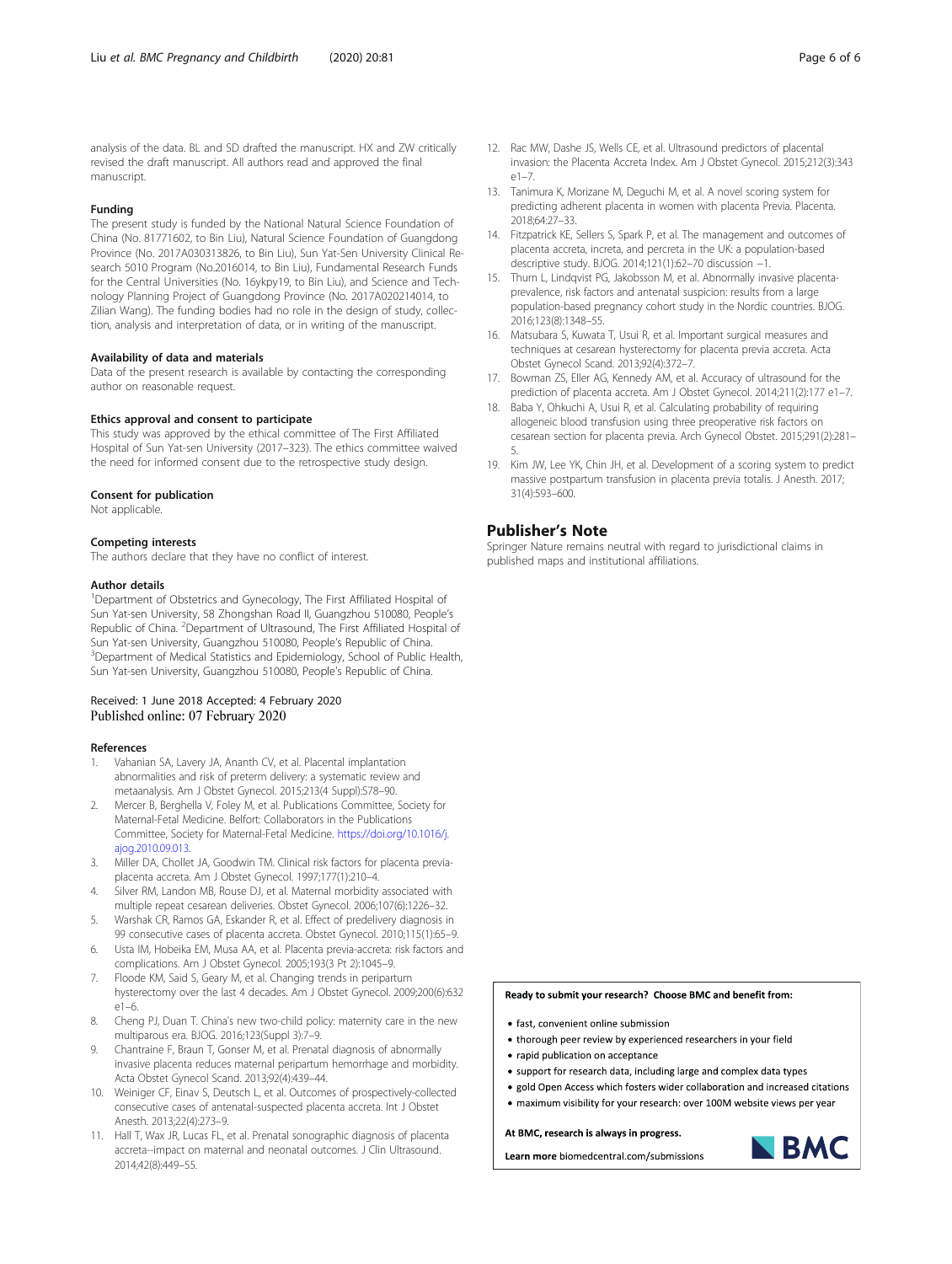analysis of the data. BL and SD drafted the manuscript. HX and ZW critically revised the draft manuscript. All authors read and approved the final manuscript.

#### Funding

The present study is funded by the National Natural Science Foundation of China (No. 81771602, to Bin Liu), Natural Science Foundation of Guangdong Province (No. 2017A030313826, to Bin Liu), Sun Yat-Sen University Clinical Research 5010 Program (No.2016014, to Bin Liu), Fundamental Research Funds for the Central Universities (No. 16ykpy19, to Bin Liu), and Science and Technology Planning Project of Guangdong Province (No. 2017A020214014, to Zilian Wang). The funding bodies had no role in the design of study, collection, analysis and interpretation of data, or in writing of the manuscript.

#### Availability of data and materials

Data of the present research is available by contacting the corresponding author on reasonable request.

#### Ethics approval and consent to participate

This study was approved by the ethical committee of The First Affiliated Hospital of Sun Yat-sen University (2017–323). The ethics committee waived the need for informed consent due to the retrospective study design.

#### Consent for publication

Not applicable.

#### Competing interests

The authors declare that they have no conflict of interest.

#### Author details

[1]Department of Obstetrics and Gynecology, The First Affiliated Hospital of Sun Yat-sen University, 58 Zhongshan Road II, Guangzhou 510080, People's Republic of China. [2]Department of Ultrasound, The First Affiliated Hospital of Sun Yat-sen University, Guangzhou 510080, People's Republic of China. [3]Department of Medical Statistics and Epidemiology, School of Public Health, Sun Yat-sen University, Guangzhou 510080, People's Republic of China.

Received: 1 June 2018 Accepted: 4 February 2020
Published online: 07 February 2020

#### References

1. Vahanian SA, Lavery JA, Ananth CV, et al. Placental implantation abnormalities and risk of preterm delivery: a systematic review and metaanalysis. Am J Obstet Gynecol. 2015;213(4 Suppl):S78–90.
2. Mercer B, Berghella V, Foley M, et al. Publications Committee, Society for Maternal-Fetal Medicine. Belfort: Collaborators in the Publications Committee, Society for Maternal-Fetal Medicine. https://doi.org/10.1016/j.ajog.2010.09.013.
3. Miller DA, Chollet JA, Goodwin TM. Clinical risk factors for placenta previa-placenta accreta. Am J Obstet Gynecol. 1997;177(1):210–4.
4. Silver RM, Landon MB, Rouse DJ, et al. Maternal morbidity associated with multiple repeat cesarean deliveries. Obstet Gynecol. 2006;107(6):1226–32.
5. Warshak CR, Ramos GA, Eskander R, et al. Effect of predelivery diagnosis in 99 consecutive cases of placenta accreta. Obstet Gynecol. 2010;115(1):65–9.
6. Usta IM, Hobeika EM, Musa AA, et al. Placenta previa-accreta: risk factors and complications. Am J Obstet Gynecol. 2005;193(3 Pt 2):1045–9.
7. Floode KM, Said S, Geary M, et al. Changing trends in peripartum hysterectomy over the last 4 decades. Am J Obstet Gynecol. 2009;200(6):632 e1–6.
8. Cheng PJ, Duan T. China's new two-child policy: maternity care in the new multiparous era. BJOG. 2016;123(Suppl 3):7–9.
9. Chantraine F, Braun T, Gonser M, et al. Prenatal diagnosis of abnormally invasive placenta reduces maternal peripartum hemorrhage and morbidity. Acta Obstet Gynecol Scand. 2013;92(4):439–44.
10. Weiniger CF, Einav S, Deutsch L, et al. Outcomes of prospectively-collected consecutive cases of antenatal-suspected placenta accreta. Int J Obstet Anesth. 2013;22(4):273–9.
11. Hall T, Wax JR, Lucas FL, et al. Prenatal sonographic diagnosis of placenta accreta--impact on maternal and neonatal outcomes. J Clin Ultrasound. 2014;42(8):449–55.
12. Rac MW, Dashe JS, Wells CE, et al. Ultrasound predictors of placental invasion: the Placenta Accreta Index. Am J Obstet Gynecol. 2015;212(3):343 e1–7.
13. Tanimura K, Morizane M, Deguchi M, et al. A novel scoring system for predicting adherent placenta in women with placenta Previa. Placenta. 2018;64:27–33.
14. Fitzpatrick KE, Sellers S, Spark P, et al. The management and outcomes of placenta accreta, increta, and percreta in the UK: a population-based descriptive study. BJOG. 2014;121(1):62–70 discussion −1.
15. Thurn L, Lindqvist PG, Jakobsson M, et al. Abnormally invasive placenta-prevalence, risk factors and antenatal suspicion: results from a large population-based pregnancy cohort study in the Nordic countries. BJOG. 2016;123(8):1348–55.
16. Matsubara S, Kuwata T, Usui R, et al. Important surgical measures and techniques at cesarean hysterectomy for placenta previa accreta. Acta Obstet Gynecol Scand. 2013;92(4):372–7.
17. Bowman ZS, Eller AG, Kennedy AM, et al. Accuracy of ultrasound for the prediction of placenta accreta. Am J Obstet Gynecol. 2014;211(2):177 e1–7.
18. Baba Y, Ohkuchi A, Usui R, et al. Calculating probability of requiring allogeneic blood transfusion using three preoperative risk factors on cesarean section for placenta previa. Arch Gynecol Obstet. 2015;291(2):281–5.
19. Kim JW, Lee YK, Chin JH, et al. Development of a scoring system to predict massive postpartum transfusion in placenta previa totalis. J Anesth. 2017;31(4):593–600.

## Publisher's Note

Springer Nature remains neutral with regard to jurisdictional claims in published maps and institutional affiliations.

**Ready to submit your research? Choose BMC and benefit from:**

- fast, convenient online submission
- thorough peer review by experienced researchers in your field
- rapid publication on acceptance
- support for research data, including large and complex data types
- gold Open Access which fosters wider collaboration and increased citations
- maximum visibility for your research: over 100M website views per year

**At BMC, research is always in progress.**

**Learn more** biomedcentral.com/submissions